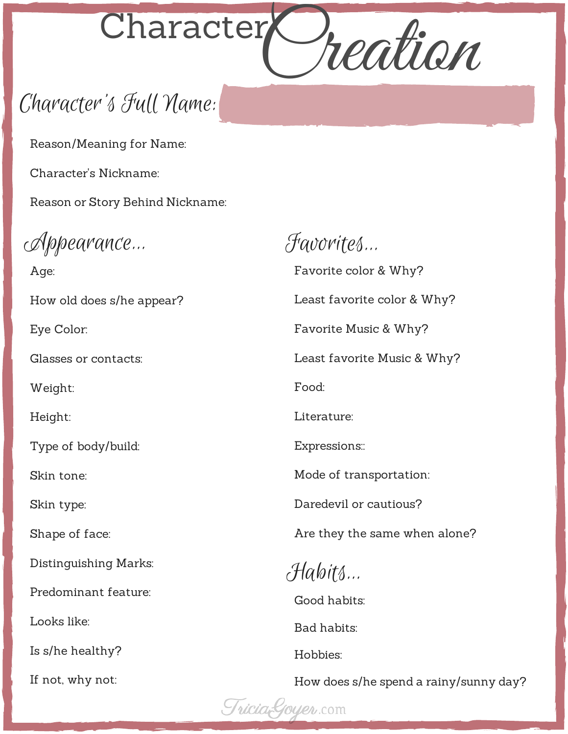# Character Creation

## Character's Full Name:

Reason/Meaning for Name:

Character's Nickname:

Reason or Story Behind Nickname:

## Appearance...

Age:

How old does s/he appear?

Eye Color:

Glasses or contacts:

Weight:

Height:

Type of body/build:

Skin tone:

Skin type:

Shape of face:

Distinguishing Marks:

Predominant feature:

Looks like:

Is s/he healthy?

If not, why not:

## Favorites...

Favorite color & Why?

Least favorite color & Why?

Favorite Music & Why?

Least favorite Music & Why?

Food:

Literature:

Expressions::

Mode of transportation:

Daredevil or cautious?

Are they the same when alone?

## Habits...

Good habits:

Bad habits:

Hobbies:

How does s/he spend a rainy/sunny day?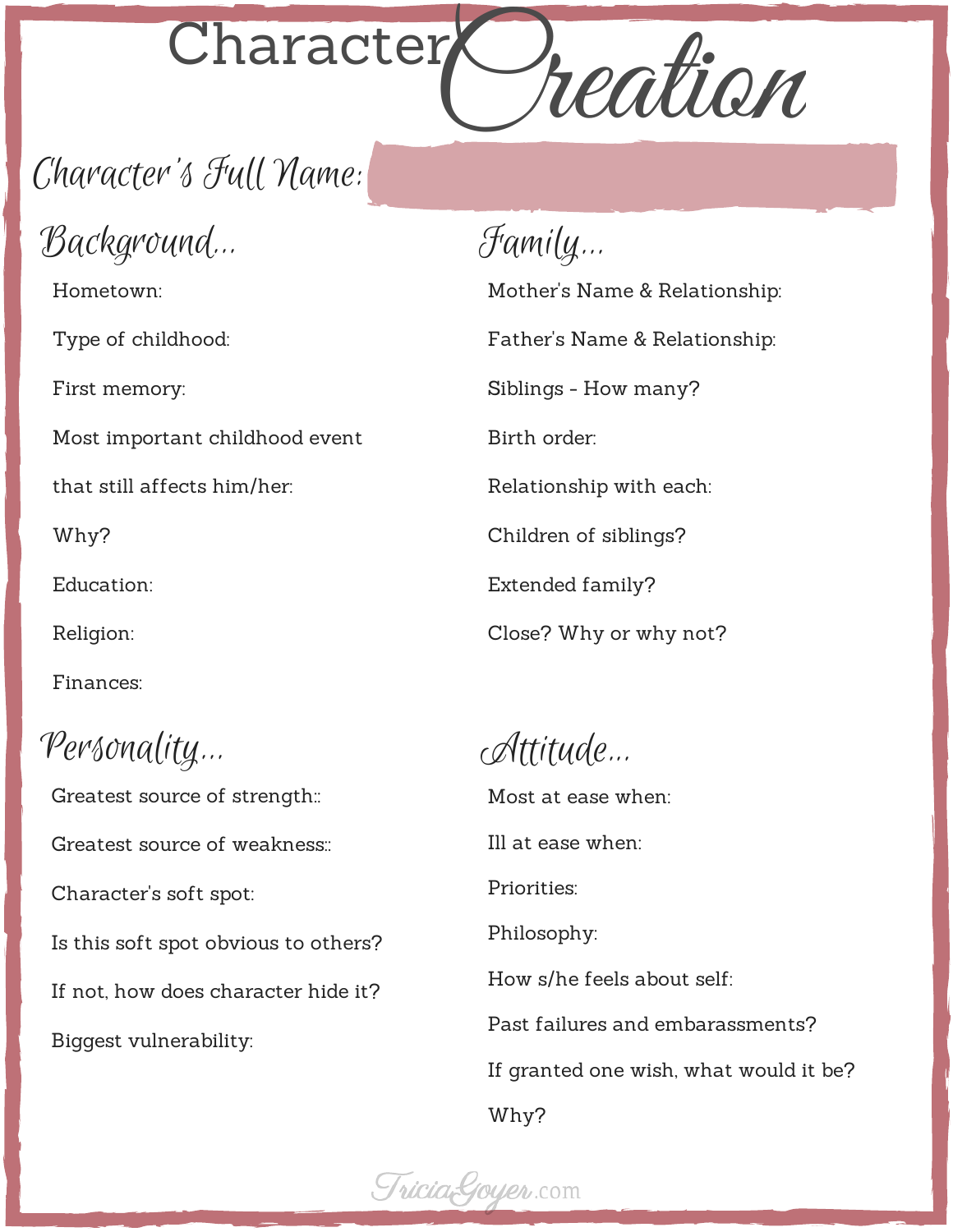# Character Creation

## Character's Full Name:

### Background...

Hometown:

Type of childhood:

First memory:

Most important childhood event

that still affects him/her:

Why?

Education:

Religion:

Finances:

### Family...

Mother's Name & Relationship:

Father's Name & Relationship:

Siblings - How many?

Birth order:

Relationship with each:

Children of siblings?

Extended family?

Close? Why or why not?

### Personality...

Greatest source of strength::

Greatest source of weakness::

Character's soft spot:

Is this soft spot obvious to others?

If not, how does character hide it?

Biggest vulnerability:

### Attitude...

Most at ease when:

Ill at ease when:

Priorities:

Philosophy:

How s/he feels about self:

Past failures and embarassments?

If granted one wish, what would it be?

Why?

TriciaGoyer.com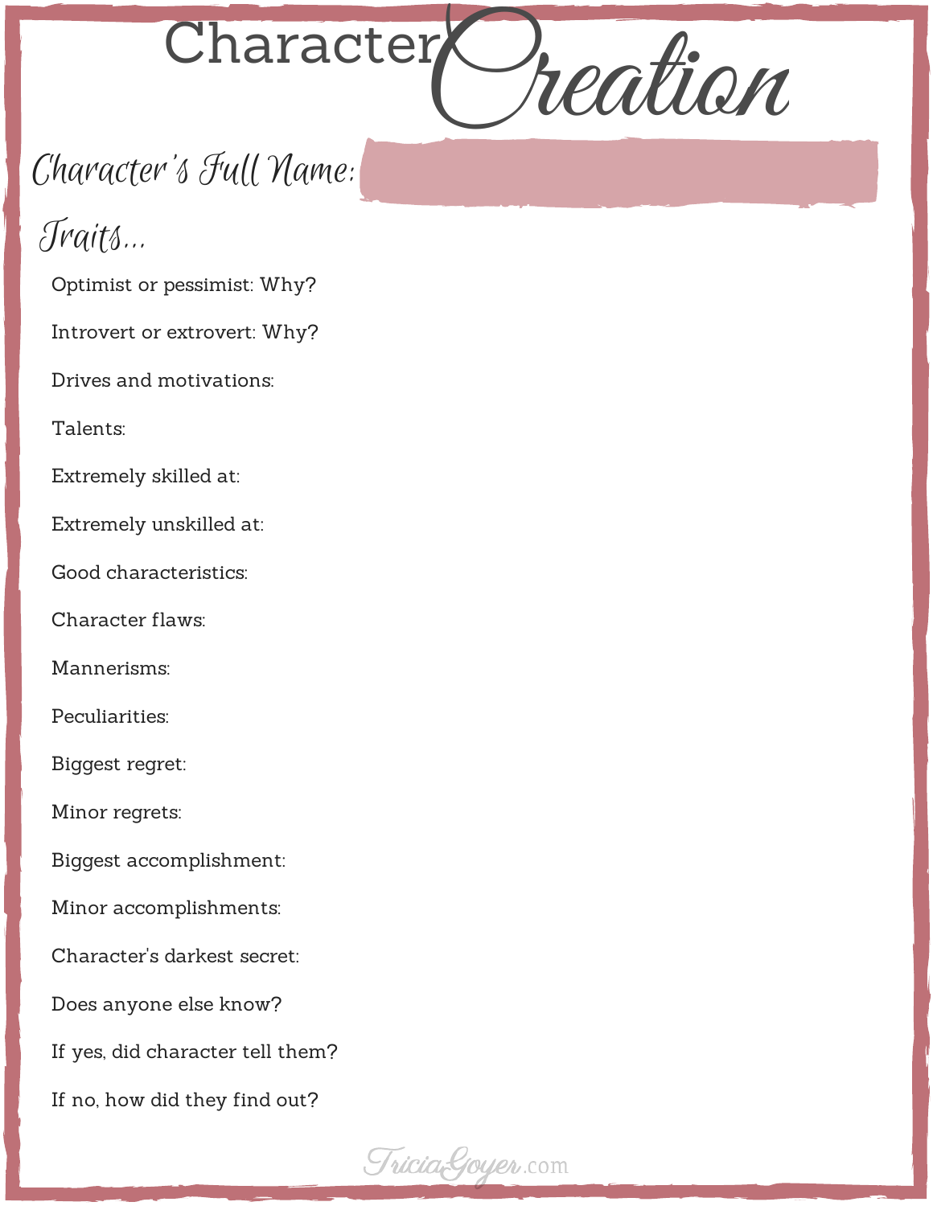# Character Creation

## Character's Full Name:

### Traits...

Optimist or pessimist: Why?

Introvert or extrovert: Why?

Drives and motivations:

Talents:

Extremely skilled at:

Extremely unskilled at:

Good characteristics:

Character flaws:

Mannerisms:

Peculiarities:

Biggest regret:

Minor regrets:

Biggest accomplishment:

Minor accomplishments:

Character's darkest secret:

Does anyone else know?

If yes, did character tell them?

If no, how did they find out?

TriciaGoyer.com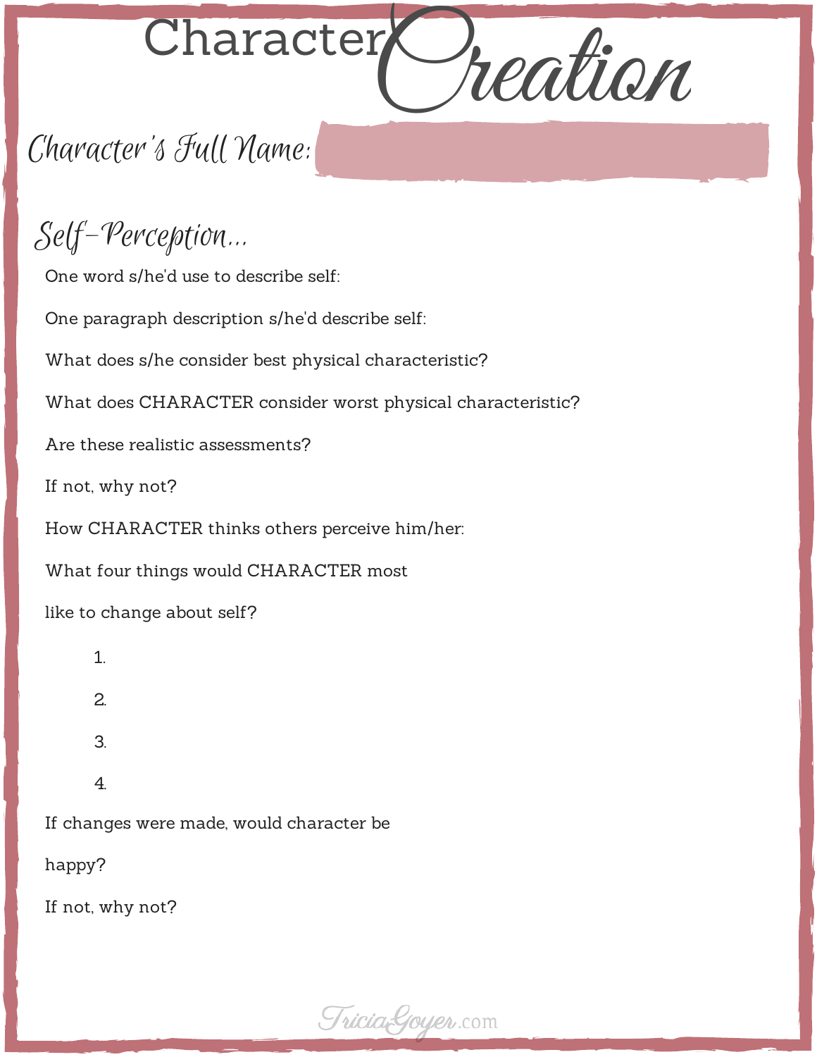# Character Creation

## Character's Full Name:

### Self-Perception...

One word s/he'd use to describe self:

One paragraph description s/he'd describe self:

What does s/he consider best physical characteristic?

What does CHARACTER consider worst physical characteristic?

Are these realistic assessments?

If not, why not?

How CHARACTER thinks others perceive him/her:

What four things would CHARACTER most

like to change about self?

1.
2.
3.
4.

If changes were made, would character be

happy?

If not, why not?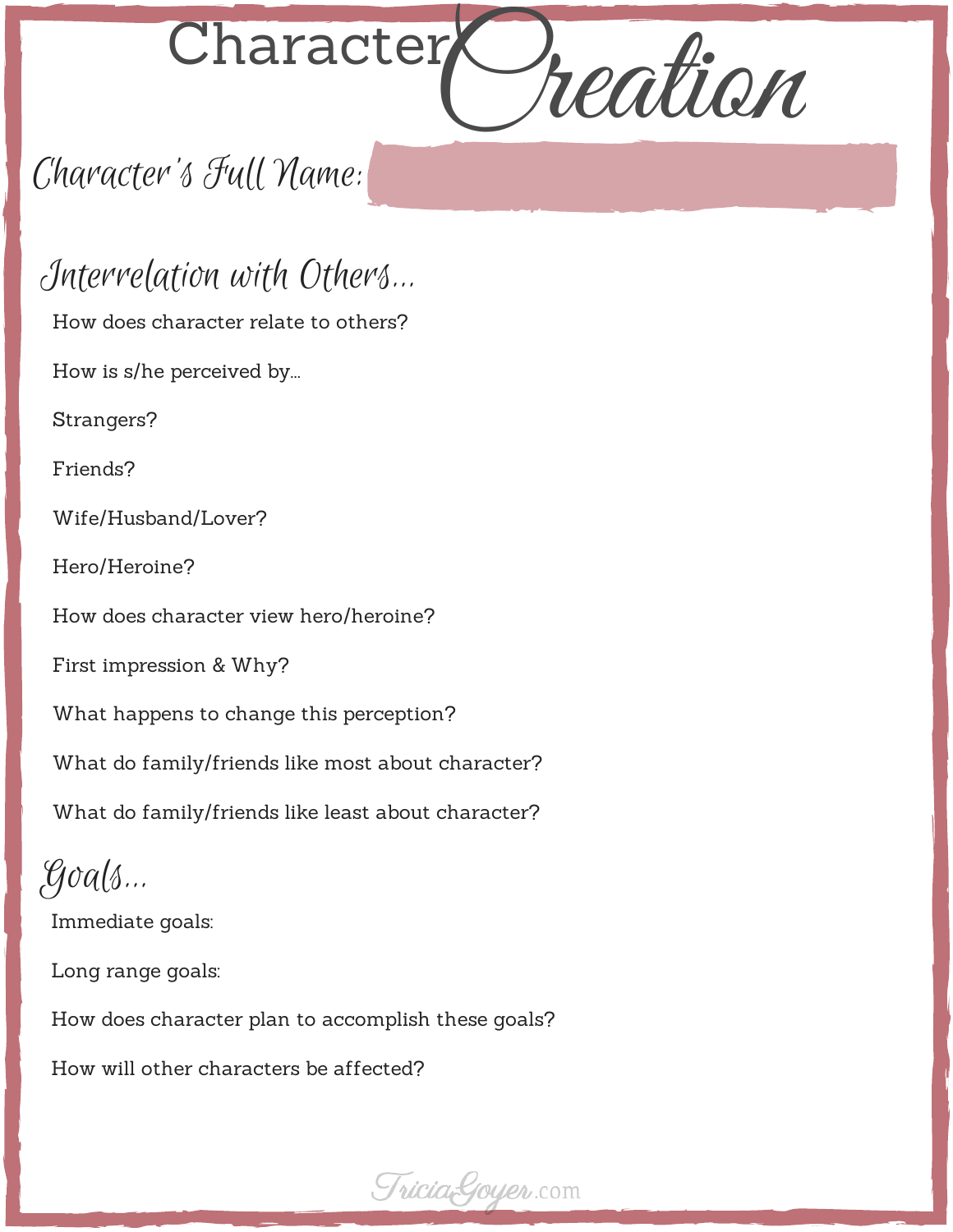# Character Creation

## Character's Full Name:

## Interrelation with Others...

How does character relate to others?

How is s/he perceived by...

Strangers?

Friends?

Wife/Husband/Lover?

Hero/Heroine?

How does character view hero/heroine?

First impression & Why?

What happens to change this perception?

What do family/friends like most about character?

What do family/friends like least about character?

## Goals...

Immediate goals:

Long range goals:

How does character plan to accomplish these goals?

How will other characters be affected?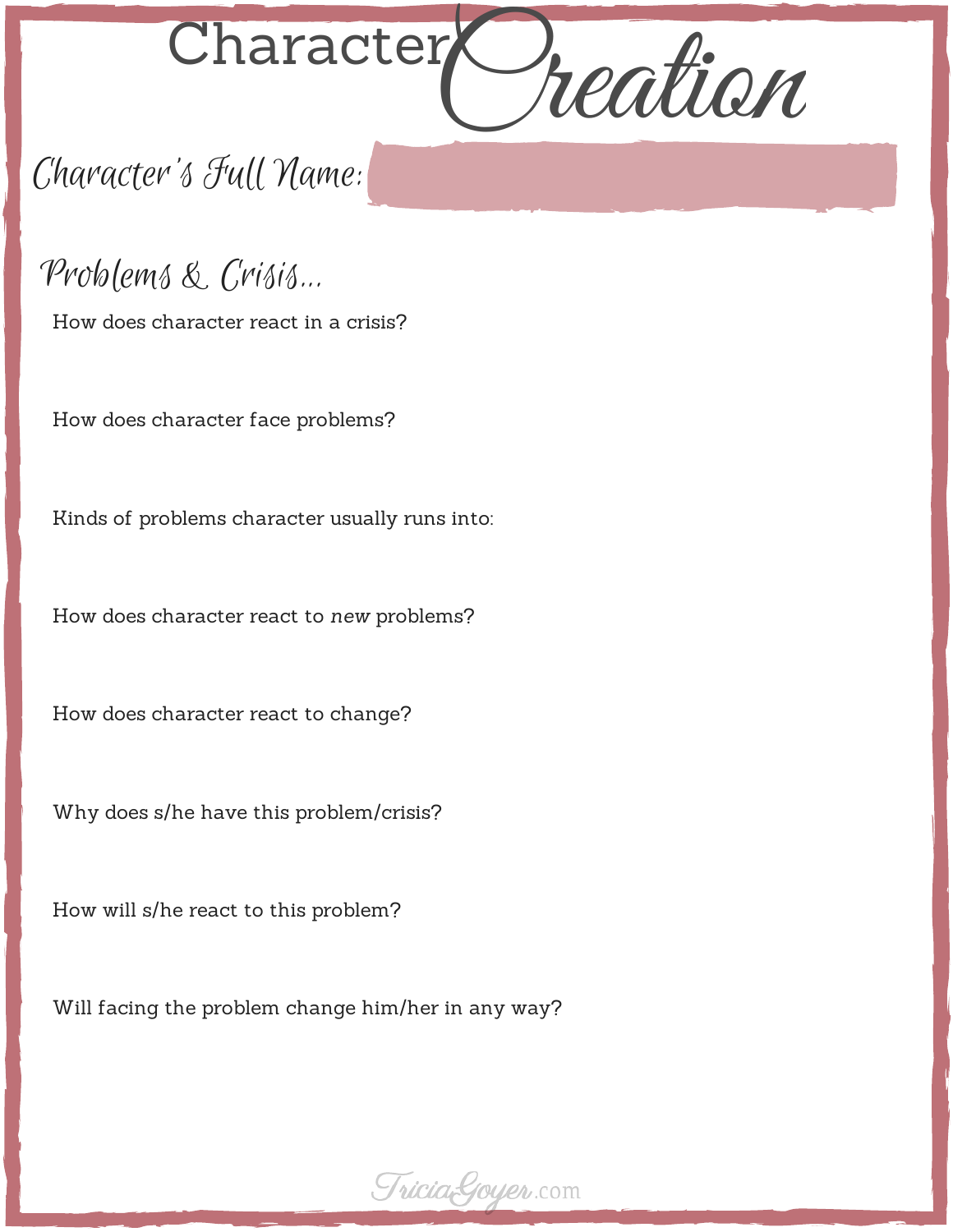# Character *Creation*

**Character's Full Name:**

## Problems & Crisis...

How does character react in a crisis?

How does character face problems?

Kinds of problems character usually runs into:

How does character react to *new* problems?

How does character react to change?

Why does s/he have this problem/crisis?

How will s/he react to this problem?

Will facing the problem change him/her in any way?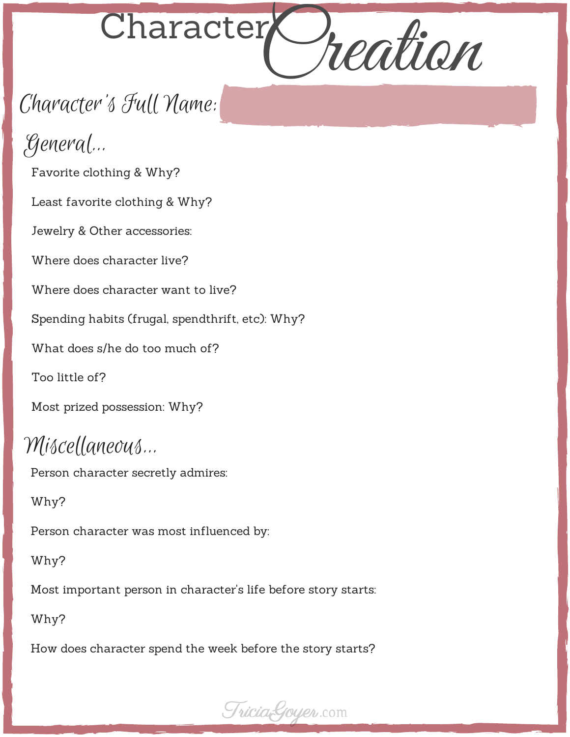# Character Creation

**Character's Full Name:**

## General...

Favorite clothing & Why?

Least favorite clothing & Why?

Jewelry & Other accessories:

Where does character live?

Where does character want to live?

Spending habits (frugal, spendthrift, etc): Why?

What does s/he do too much of?

Too little of?

Most prized possession: Why?

## Miscellaneous...

Person character secretly admires:

Why?

Person character was most influenced by:

Why?

Most important person in character's life before story starts:

Why?

How does character spend the week before the story starts?

TriciaGoyer.com